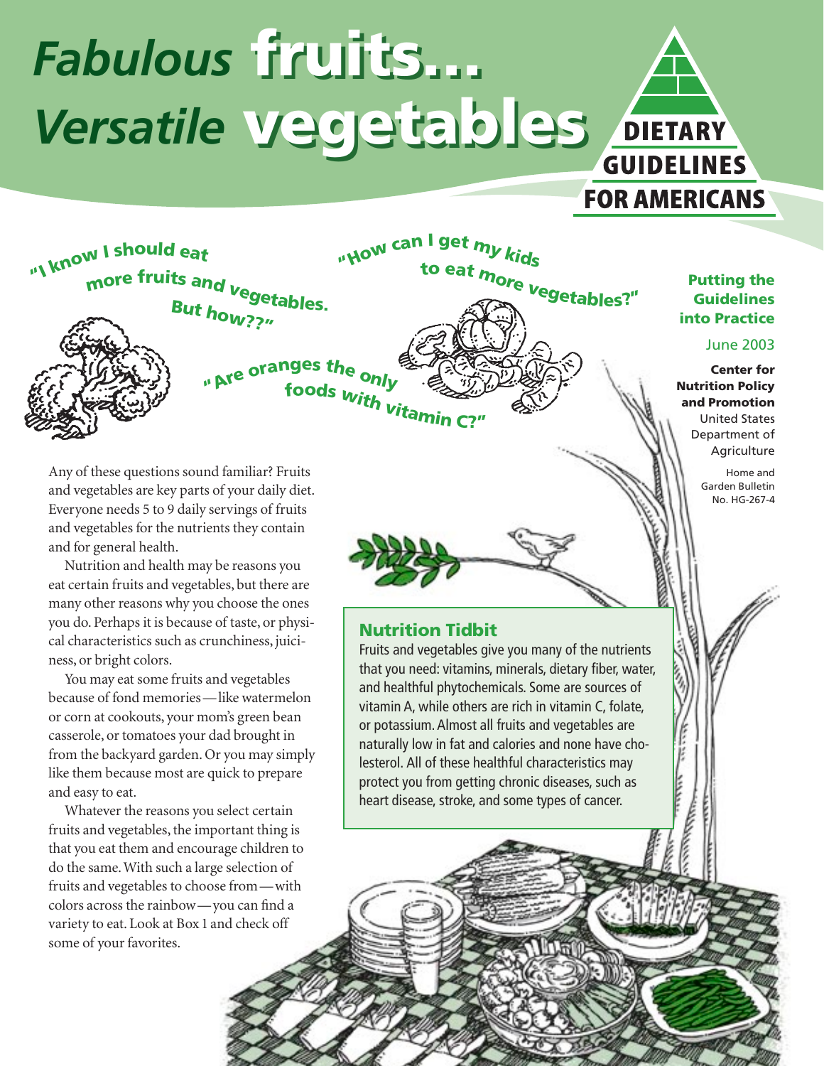# *Fabulous* fruits... *Versatile* vegetables

DIETARY GUIDELINES FOR AMERICANS

"I know I should eat more fruits and vegetables. But how??"

"How can I get my kids to eat more vegetables?"

"Are oranges the only foods with vitamin C?"

**Putting the Guidelines into Practice**

June 2003

**Center for Nutrition Policy and Promotion**
United States Department of Agriculture

Home and Garden Bulletin No. HG-267-4

Any of these questions sound familiar? Fruits and vegetables are key parts of your daily diet. Everyone needs 5 to 9 daily servings of fruits and vegetables for the nutrients they contain and for general health.

Nutrition and health may be reasons you eat certain fruits and vegetables, but there are many other reasons why you choose the ones you do. Perhaps it is because of taste, or physical characteristics such as crunchiness, juiciness, or bright colors.

You may eat some fruits and vegetables because of fond memories—like watermelon or corn at cookouts, your mom's green bean casserole, or tomatoes your dad brought in from the backyard garden. Or you may simply like them because most are quick to prepare and easy to eat.

Whatever the reasons you select certain fruits and vegetables, the important thing is that you eat them and encourage children to do the same. With such a large selection of fruits and vegetables to choose from—with colors across the rainbow—you can find a variety to eat. Look at Box 1 and check off some of your favorites.

## Nutrition Tidbit

Fruits and vegetables give you many of the nutrients that you need: vitamins, minerals, dietary fiber, water, and healthful phytochemicals. Some are sources of vitamin A, while others are rich in vitamin C, folate, or potassium. Almost all fruits and vegetables are naturally low in fat and calories and none have cholesterol. All of these healthful characteristics may protect you from getting chronic diseases, such as heart disease, stroke, and some types of cancer.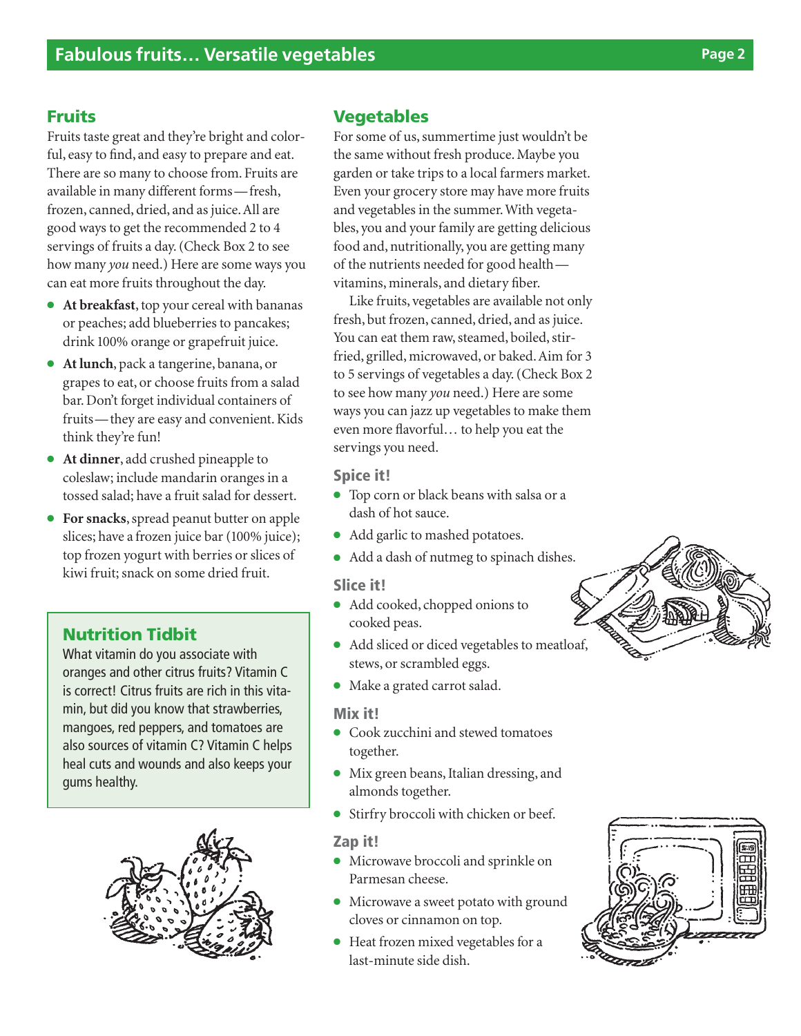## Fruits

Fruits taste great and they're bright and colorful, easy to find, and easy to prepare and eat. There are so many to choose from. Fruits are available in many different forms—fresh, frozen, canned, dried, and as juice. All are good ways to get the recommended 2 to 4 servings of fruits a day. (Check Box 2 to see how many *you* need.) Here are some ways you can eat more fruits throughout the day.

- **At breakfast**, top your cereal with bananas or peaches; add blueberries to pancakes; drink 100% orange or grapefruit juice.
- **At lunch**, pack a tangerine, banana, or grapes to eat, or choose fruits from a salad bar. Don't forget individual containers of fruits—they are easy and convenient. Kids think they're fun!
- **At dinner**, add crushed pineapple to coleslaw; include mandarin oranges in a tossed salad; have a fruit salad for dessert.
- **For snacks**, spread peanut butter on apple slices; have a frozen juice bar (100% juice); top frozen yogurt with berries or slices of kiwi fruit; snack on some dried fruit.

### Nutrition Tidbit

What vitamin do you associate with oranges and other citrus fruits? Vitamin C is correct! Citrus fruits are rich in this vitamin, but did you know that strawberries, mangoes, red peppers, and tomatoes are also sources of vitamin C? Vitamin C helps heal cuts and wounds and also keeps your gums healthy.

## Vegetables

For some of us, summertime just wouldn't be the same without fresh produce. Maybe you garden or take trips to a local farmers market. Even your grocery store may have more fruits and vegetables in the summer. With vegetables, you and your family are getting delicious food and, nutritionally, you are getting many of the nutrients needed for good health—vitamins, minerals, and dietary fiber.

Like fruits, vegetables are available not only fresh, but frozen, canned, dried, and as juice. You can eat them raw, steamed, boiled, stir-fried, grilled, microwaved, or baked. Aim for 3 to 5 servings of vegetables a day. (Check Box 2 to see how many *you* need.) Here are some ways you can jazz up vegetables to make them even more flavorful… to help you eat the servings you need.

### Spice it!

- Top corn or black beans with salsa or a dash of hot sauce.
- Add garlic to mashed potatoes.
- Add a dash of nutmeg to spinach dishes.

### Slice it!

- Add cooked, chopped onions to cooked peas.
- Add sliced or diced vegetables to meatloaf, stews, or scrambled eggs.
- Make a grated carrot salad.

### Mix it!

- Cook zucchini and stewed tomatoes together.
- Mix green beans, Italian dressing, and almonds together.
- Stirfry broccoli with chicken or beef.

### Zap it!

- Microwave broccoli and sprinkle on Parmesan cheese.
- Microwave a sweet potato with ground cloves or cinnamon on top.
- Heat frozen mixed vegetables for a last-minute side dish.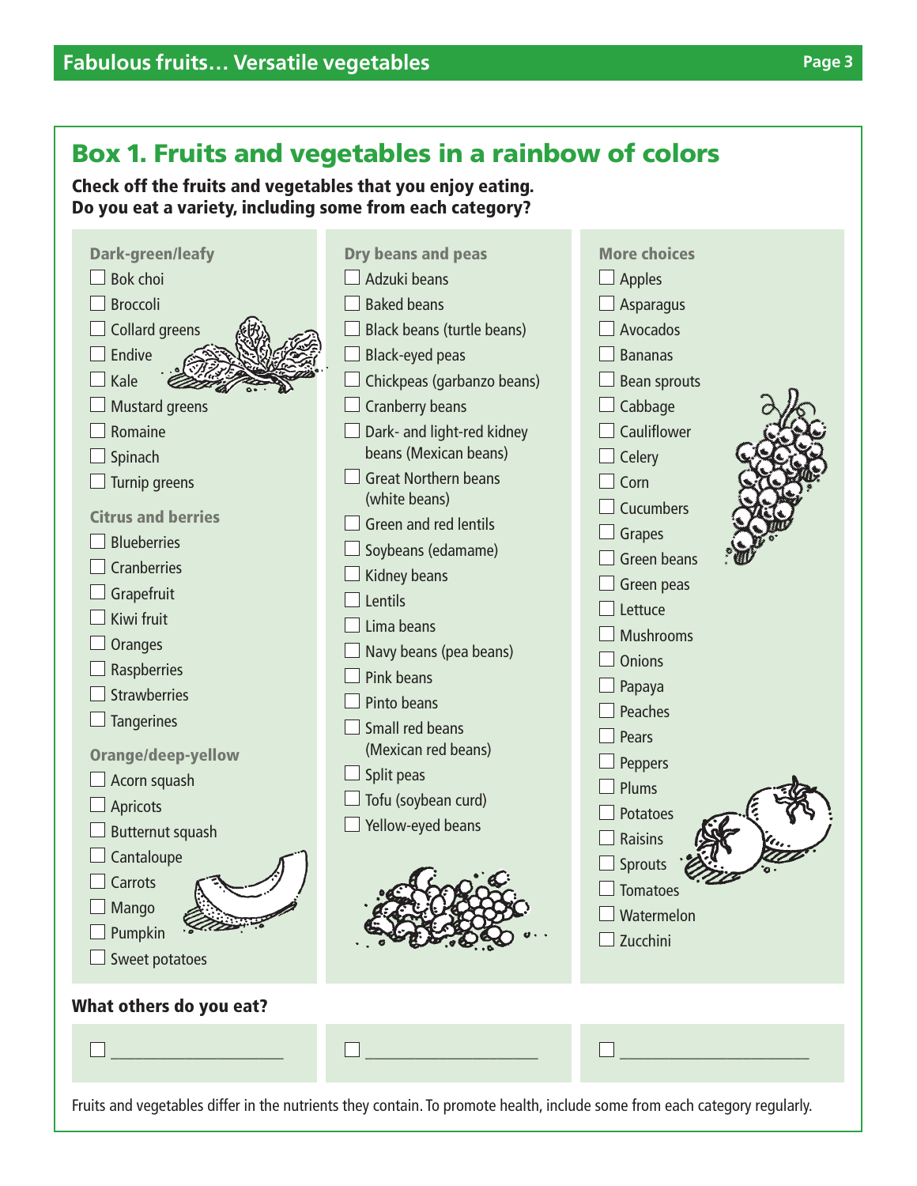## Box 1. Fruits and vegetables in a rainbow of colors

**Check off the fruits and vegetables that you enjoy eating.**
**Do you eat a variety, including some from each category?**

**Dark-green/leafy**

- ☐ Bok choi
- ☐ Broccoli
- ☐ Collard greens
- ☐ Endive
- ☐ Kale
- ☐ Mustard greens
- ☐ Romaine
- ☐ Spinach
- ☐ Turnip greens

**Citrus and berries**

- ☐ Blueberries
- ☐ Cranberries
- ☐ Grapefruit
- ☐ Kiwi fruit
- ☐ Oranges
- ☐ Raspberries
- ☐ Strawberries
- ☐ Tangerines

**Orange/deep-yellow**

- ☐ Acorn squash
- ☐ Apricots
- ☐ Butternut squash
- ☐ Cantaloupe
- ☐ Carrots
- ☐ Mango
- ☐ Pumpkin
- ☐ Sweet potatoes

**Dry beans and peas**

- ☐ Adzuki beans
- ☐ Baked beans
- ☐ Black beans (turtle beans)
- ☐ Black-eyed peas
- ☐ Chickpeas (garbanzo beans)
- ☐ Cranberry beans
- ☐ Dark- and light-red kidney beans (Mexican beans)
- ☐ Great Northern beans (white beans)
- ☐ Green and red lentils
- ☐ Soybeans (edamame)
- ☐ Kidney beans
- ☐ Lentils
- ☐ Lima beans
- ☐ Navy beans (pea beans)
- ☐ Pink beans
- ☐ Pinto beans
- ☐ Small red beans (Mexican red beans)
- ☐ Split peas
- ☐ Tofu (soybean curd)
- ☐ Yellow-eyed beans

**More choices**

- ☐ Apples
- ☐ Asparagus
- ☐ Avocados
- ☐ Bananas
- ☐ Bean sprouts
- ☐ Cabbage
- ☐ Cauliflower
- ☐ Celery
- ☐ Corn
- ☐ Cucumbers
- ☐ Grapes
- ☐ Green beans
- ☐ Green peas
- ☐ Lettuce
- ☐ Mushrooms
- ☐ Onions
- ☐ Papaya
- ☐ Peaches
- ☐ Pears
- ☐ Peppers
- ☐ Plums
- ☐ Potatoes
- ☐ Raisins
- ☐ Sprouts
- ☐ Tomatoes
- ☐ Watermelon
- ☐ Zucchini

**What others do you eat?**

- ☐ ____________________
- ☐ ____________________
- ☐ ____________________

Fruits and vegetables differ in the nutrients they contain. To promote health, include some from each category regularly.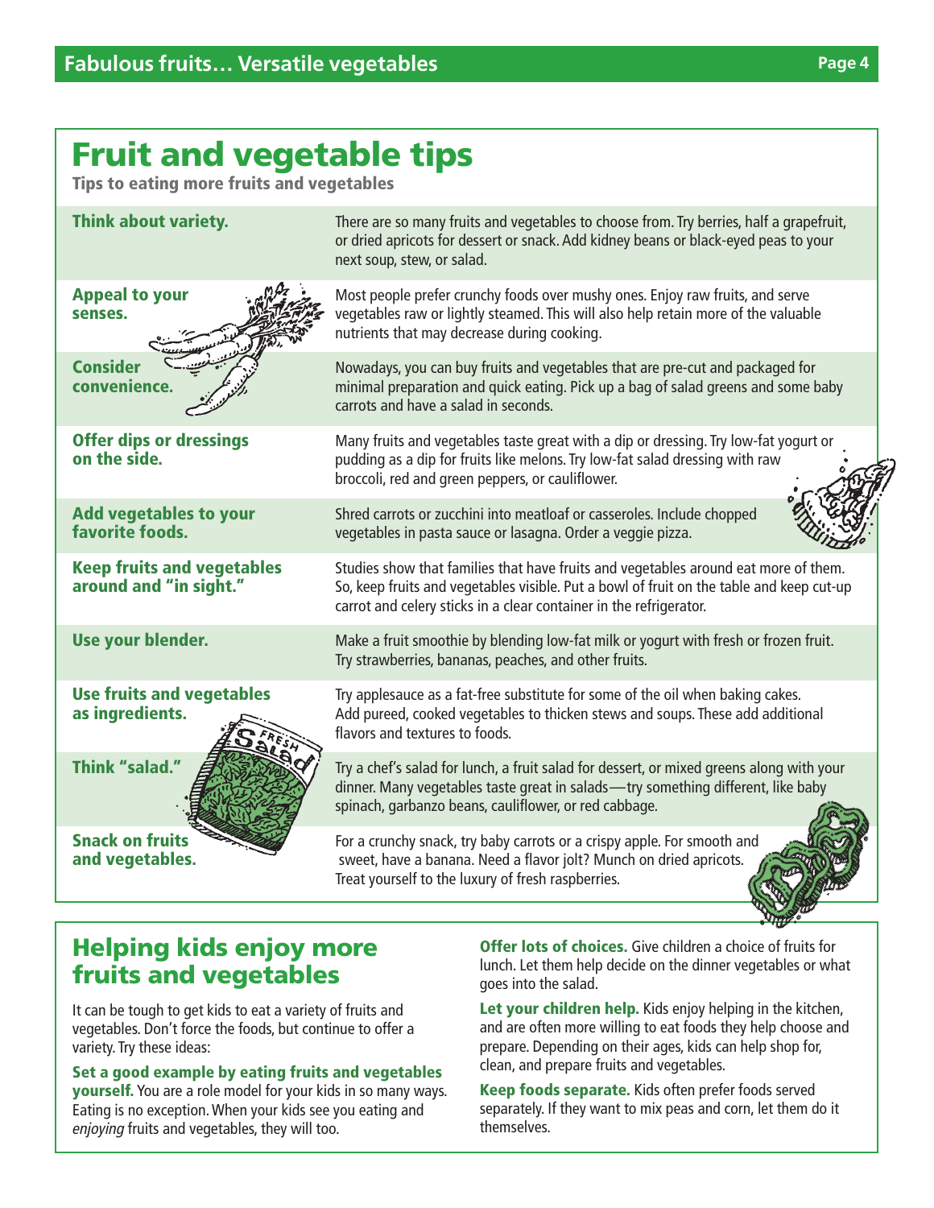# Fruit and vegetable tips

**Tips to eating more fruits and vegetables**

| | |
|---|---|
| **Think about variety.** | There are so many fruits and vegetables to choose from. Try berries, half a grapefruit, or dried apricots for dessert or snack. Add kidney beans or black-eyed peas to your next soup, stew, or salad. |
| **Appeal to your senses.** | Most people prefer crunchy foods over mushy ones. Enjoy raw fruits, and serve vegetables raw or lightly steamed. This will also help retain more of the valuable nutrients that may decrease during cooking. |
| **Consider convenience.** | Nowadays, you can buy fruits and vegetables that are pre-cut and packaged for minimal preparation and quick eating. Pick up a bag of salad greens and some baby carrots and have a salad in seconds. |
| **Offer dips or dressings on the side.** | Many fruits and vegetables taste great with a dip or dressing. Try low-fat yogurt or pudding as a dip for fruits like melons. Try low-fat salad dressing with raw broccoli, red and green peppers, or cauliflower. |
| **Add vegetables to your favorite foods.** | Shred carrots or zucchini into meatloaf or casseroles. Include chopped vegetables in pasta sauce or lasagna. Order a veggie pizza. |
| **Keep fruits and vegetables around and "in sight."** | Studies show that families that have fruits and vegetables around eat more of them. So, keep fruits and vegetables visible. Put a bowl of fruit on the table and keep cut-up carrot and celery sticks in a clear container in the refrigerator. |
| **Use your blender.** | Make a fruit smoothie by blending low-fat milk or yogurt with fresh or frozen fruit. Try strawberries, bananas, peaches, and other fruits. |
| **Use fruits and vegetables as ingredients.** | Try applesauce as a fat-free substitute for some of the oil when baking cakes. Add pureed, cooked vegetables to thicken stews and soups. These add additional flavors and textures to foods. |
| **Think "salad."** | Try a chef's salad for lunch, a fruit salad for dessert, or mixed greens along with your dinner. Many vegetables taste great in salads—try something different, like baby spinach, garbanzo beans, cauliflower, or red cabbage. |
| **Snack on fruits and vegetables.** | For a crunchy snack, try baby carrots or a crispy apple. For smooth and sweet, have a banana. Need a flavor jolt? Munch on dried apricots. Treat yourself to the luxury of fresh raspberries. |

## Helping kids enjoy more fruits and vegetables

It can be tough to get kids to eat a variety of fruits and vegetables. Don't force the foods, but continue to offer a variety. Try these ideas:

**Set a good example by eating fruits and vegetables yourself.** You are a role model for your kids in so many ways. Eating is no exception. When your kids see you eating and *enjoying* fruits and vegetables, they will too.

**Offer lots of choices.** Give children a choice of fruits for lunch. Let them help decide on the dinner vegetables or what goes into the salad.

**Let your children help.** Kids enjoy helping in the kitchen, and are often more willing to eat foods they help choose and prepare. Depending on their ages, kids can help shop for, clean, and prepare fruits and vegetables.

**Keep foods separate.** Kids often prefer foods served separately. If they want to mix peas and corn, let them do it themselves.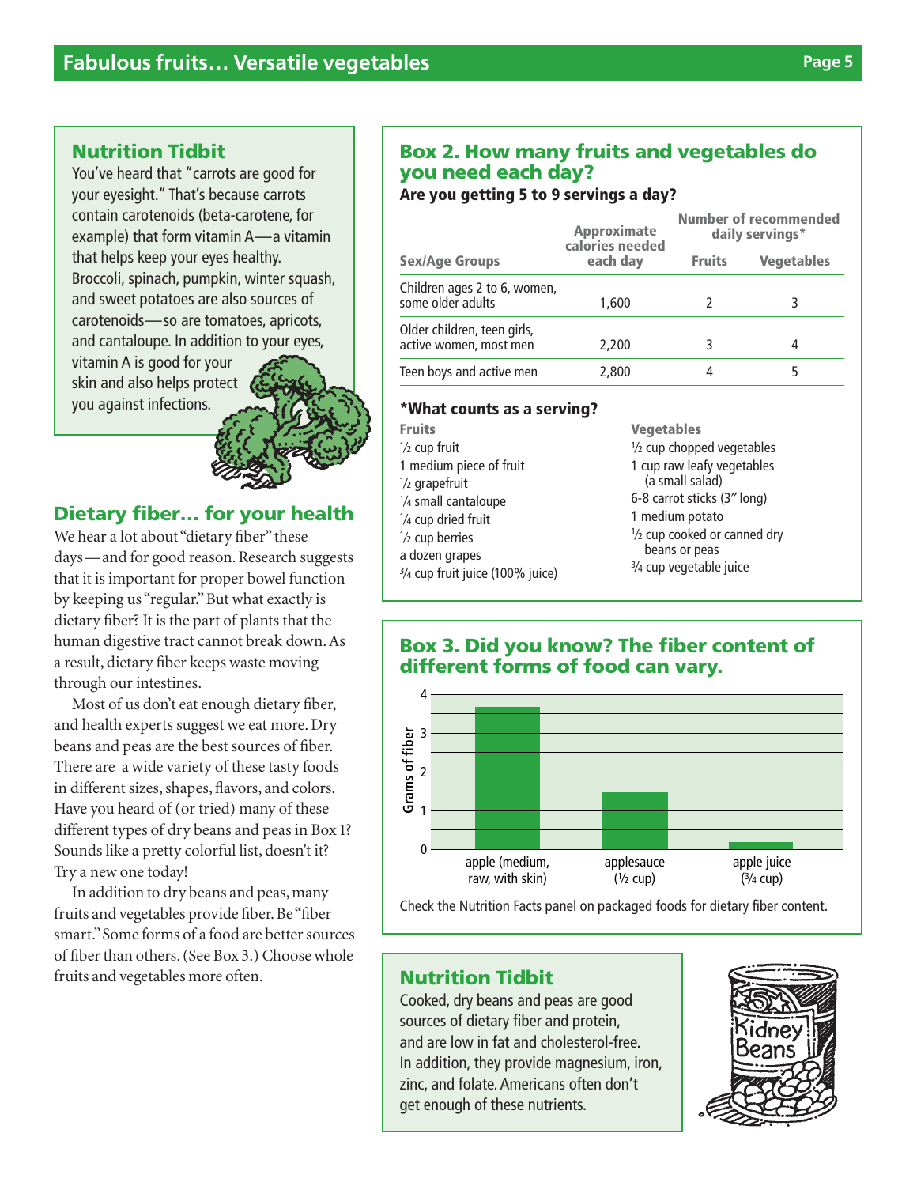## Nutrition Tidbit

You've heard that "carrots are good for your eyesight." That's because carrots contain carotenoids (beta-carotene, for example) that form vitamin A—a vitamin that helps keep your eyes healthy. Broccoli, spinach, pumpkin, winter squash, and sweet potatoes are also sources of carotenoids—so are tomatoes, apricots, and cantaloupe. In addition to your eyes, vitamin A is good for your skin and also helps protect you against infections.

## Dietary fiber… for your health

We hear a lot about "dietary fiber" these days—and for good reason. Research suggests that it is important for proper bowel function by keeping us "regular." But what exactly is dietary fiber? It is the part of plants that the human digestive tract cannot break down. As a result, dietary fiber keeps waste moving through our intestines.

Most of us don't eat enough dietary fiber, and health experts suggest we eat more. Dry beans and peas are the best sources of fiber. There are a wide variety of these tasty foods in different sizes, shapes, flavors, and colors. Have you heard of (or tried) many of these different types of dry beans and peas in Box 1? Sounds like a pretty colorful list, doesn't it? Try a new one today!

In addition to dry beans and peas, many fruits and vegetables provide fiber. Be "fiber smart." Some forms of a food are better sources of fiber than others. (See Box 3.) Choose whole fruits and vegetables more often.

## Box 2. How many fruits and vegetables do you need each day?

**Are you getting 5 to 9 servings a day?**

| Sex/Age Groups | Approximate calories needed each day | Number of recommended daily servings* | |
|---|---|---|---|
| | | Fruits | Vegetables |
| Children ages 2 to 6, women, some older adults | 1,600 | 2 | 3 |
| Older children, teen girls, active women, most men | 2,200 | 3 | 4 |
| Teen boys and active men | 2,800 | 4 | 5 |

**\*What counts as a serving?**

**Fruits**
- ½ cup fruit
- 1 medium piece of fruit
- ½ grapefruit
- ¼ small cantaloupe
- ¼ cup dried fruit
- ½ cup berries
- a dozen grapes
- ¾ cup fruit juice (100% juice)

**Vegetables**
- ½ cup chopped vegetables
- 1 cup raw leafy vegetables (a small salad)
- 6-8 carrot sticks (3″ long)
- 1 medium potato
- ½ cup cooked or canned dry beans or peas
- ¾ cup vegetable juice

## Box 3. Did you know? The fiber content of different forms of food can vary.

| Food | Grams of fiber (approx.) |
|---|---|
| apple (medium, raw, with skin) | 3.7 |
| applesauce (½ cup) | 1.5 |
| apple juice (¾ cup) | 0.2 |

Check the Nutrition Facts panel on packaged foods for dietary fiber content.

## Nutrition Tidbit

Cooked, dry beans and peas are good sources of dietary fiber and protein, and are low in fat and cholesterol-free. In addition, they provide magnesium, iron, zinc, and folate. Americans often don't get enough of these nutrients.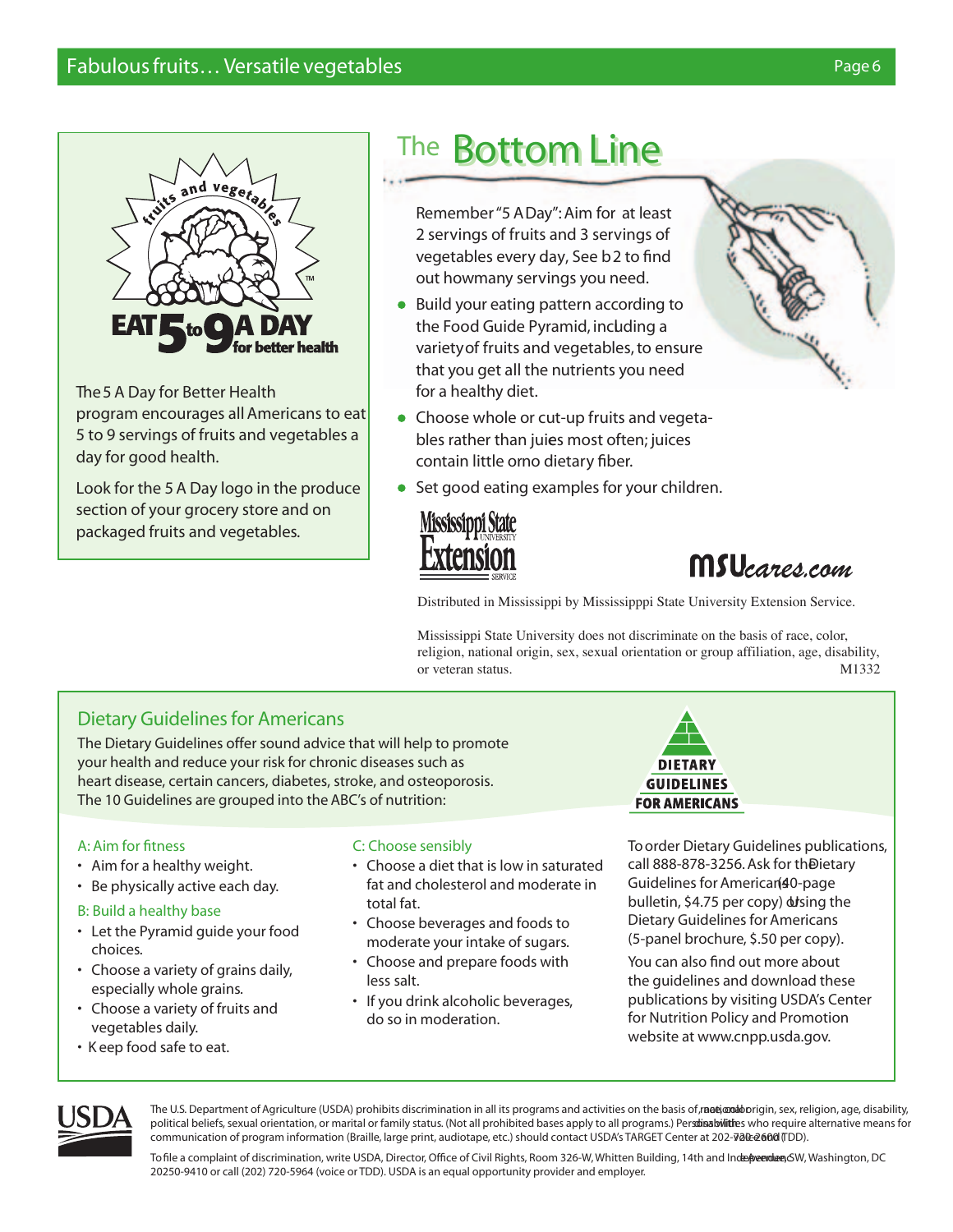The 5 A Day for Better Health program encourages all Americans to eat 5 to 9 servings of fruits and vegetables a day for good health.

Look for the 5 A Day logo in the produce section of your grocery store and on packaged fruits and vegetables.

# The Bottom Line

Remember "5 A Day": Aim for at least 2 servings of fruits and 3 servings of vegetables every day, See b2 to find out howmany servings you need.

- Build your eating pattern according to the Food Guide Pyramid, including a varietyof fruits and vegetables, to ensure that you get all the nutrients you need for a healthy diet.
- Choose whole or cut-up fruits and vegetables rather than juies most often; juices contain little orno dietary fiber.
- Set good eating examples for your children.

Mississippi State University Extension Service

MSUcares.com

Distributed in Mississippi by Mississipppi State University Extension Service.

Mississippi State University does not discriminate on the basis of race, color, religion, national origin, sex, sexual orientation or group affiliation, age, disability, or veteran status.

M1332

## Dietary Guidelines for Americans

The Dietary Guidelines offer sound advice that will help to promote your health and reduce your risk for chronic diseases such as heart disease, certain cancers, diabetes, stroke, and osteoporosis. The 10 Guidelines are grouped into the ABC's of nutrition:

### A: Aim for fitness

- Aim for a healthy weight.
- Be physically active each day.

### B: Build a healthy base

- Let the Pyramid guide your food choices.
- Choose a variety of grains daily, especially whole grains.
- Choose a variety of fruits and vegetables daily.
- Keep food safe to eat.

### C: Choose sensibly

- Choose a diet that is low in saturated fat and cholesterol and moderate in total fat.
- Choose beverages and foods to moderate your intake of sugars.
- Choose and prepare foods with less salt.
- If you drink alcoholic beverages, do so in moderation.

To order Dietary Guidelines publications, call 888-878-3256. Ask for the Dietary Guidelines for Americans (40-page bulletin, $4.75 per copy) or Using the Dietary Guidelines for Americans (5-panel brochure, $.50 per copy).

You can also find out more about the guidelines and download these publications by visiting USDA's Center for Nutrition Policy and Promotion website at www.cnpp.usda.gov.

The U.S. Department of Agriculture (USDA) prohibits discrimination in all its programs and activities on the basis of race, color, national origin, sex, religion, age, disability, political beliefs, sexual orientation, or marital or family status. (Not all prohibited bases apply to all programs.) Persons with disabilities who require alternative means for communication of program information (Braille, large print, audiotape, etc.) should contact USDA's TARGET Center at 202-720-2600 (voice and TDD).

To file a complaint of discrimination, write USDA, Director, Office of Civil Rights, Room 326-W, Whitten Building, 14th and Independence Avenue, SW, Washington, DC 20250-9410 or call (202) 720-5964 (voice or TDD). USDA is an equal opportunity provider and employer.